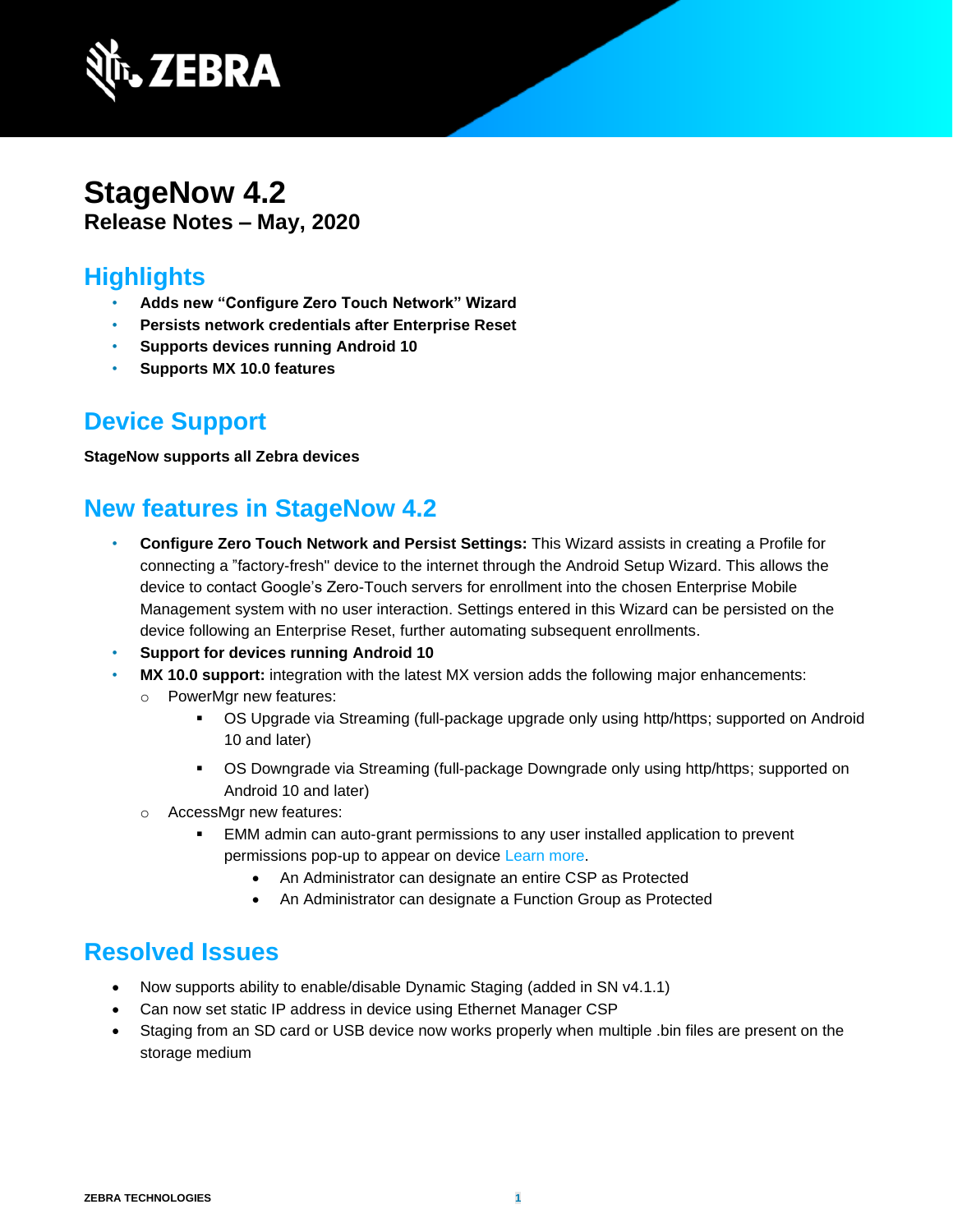# StageNow 4.2

**Release Notes – May, 2020**

## Highlights

- **Adds new "Configure Zero Touch Network" Wizard**
- **Persists network credentials after Enterprise Reset**
- **Supports devices running Android 10**
- **Supports MX 10.0 features**

## Device Support

**StageNow supports all Zebra devices**

## New features in StageNow 4.2

- **Configure Zero Touch Network and Persist Settings:** This Wizard assists in creating a Profile for connecting a "factory-fresh" device to the internet through the Android Setup Wizard. This allows the device to contact Google's Zero-Touch servers for enrollment into the chosen Enterprise Mobile Management system with no user interaction. Settings entered in this Wizard can be persisted on the device following an Enterprise Reset, further automating subsequent enrollments.
- **Support for devices running Android 10**
- **MX 10.0 support:** integration with the latest MX version adds the following major enhancements:
  - PowerMgr new features:
    - OS Upgrade via Streaming (full-package upgrade only using http/https; supported on Android 10 and later)
    - OS Downgrade via Streaming (full-package Downgrade only using http/https; supported on Android 10 and later)
  - AccessMgr new features:
    - EMM admin can auto-grant permissions to any user installed application to prevent permissions pop-up to appear on device Learn more.
      - An Administrator can designate an entire CSP as Protected
      - An Administrator can designate a Function Group as Protected

## Resolved Issues

- Now supports ability to enable/disable Dynamic Staging (added in SN v4.1.1)
- Can now set static IP address in device using Ethernet Manager CSP
- Staging from an SD card or USB device now works properly when multiple .bin files are present on the storage medium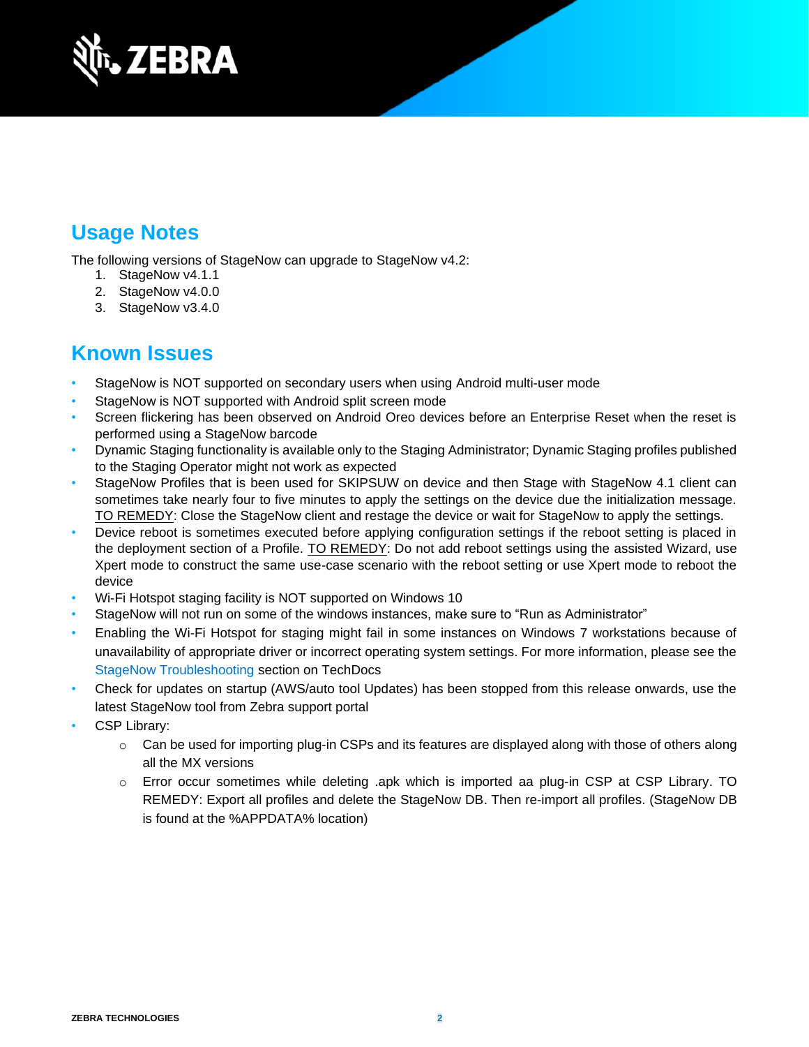## Usage Notes

The following versions of StageNow can upgrade to StageNow v4.2:

1. StageNow v4.1.1
2. StageNow v4.0.0
3. StageNow v3.4.0

## Known Issues

- StageNow is NOT supported on secondary users when using Android multi-user mode
- StageNow is NOT supported with Android split screen mode
- Screen flickering has been observed on Android Oreo devices before an Enterprise Reset when the reset is performed using a StageNow barcode
- Dynamic Staging functionality is available only to the Staging Administrator; Dynamic Staging profiles published to the Staging Operator might not work as expected
- StageNow Profiles that is been used for SKIPSUW on device and then Stage with StageNow 4.1 client can sometimes take nearly four to five minutes to apply the settings on the device due the initialization message. TO REMEDY: Close the StageNow client and restage the device or wait for StageNow to apply the settings.
- Device reboot is sometimes executed before applying configuration settings if the reboot setting is placed in the deployment section of a Profile. TO REMEDY: Do not add reboot settings using the assisted Wizard, use Xpert mode to construct the same use-case scenario with the reboot setting or use Xpert mode to reboot the device
- Wi-Fi Hotspot staging facility is NOT supported on Windows 10
- StageNow will not run on some of the windows instances, make sure to "Run as Administrator"
- Enabling the Wi-Fi Hotspot for staging might fail in some instances on Windows 7 workstations because of unavailability of appropriate driver or incorrect operating system settings. For more information, please see the StageNow Troubleshooting section on TechDocs
- Check for updates on startup (AWS/auto tool Updates) has been stopped from this release onwards, use the latest StageNow tool from Zebra support portal
- CSP Library:
  - Can be used for importing plug-in CSPs and its features are displayed along with those of others along all the MX versions
  - Error occur sometimes while deleting .apk which is imported aa plug-in CSP at CSP Library. TO REMEDY: Export all profiles and delete the StageNow DB. Then re-import all profiles. (StageNow DB is found at the %APPDATA% location)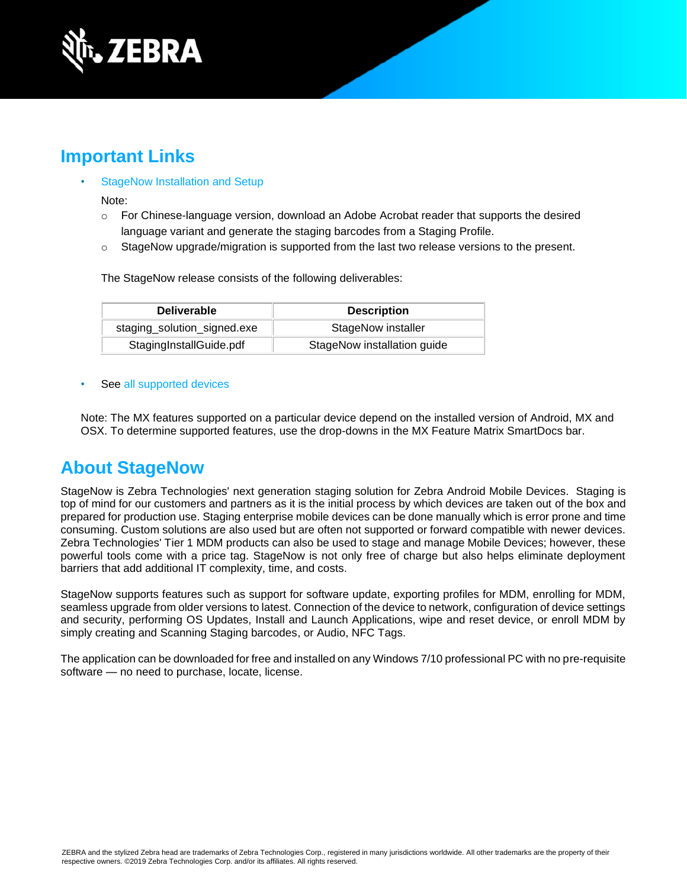## Important Links

- StageNow Installation and Setup

  Note:
  - For Chinese-language version, download an Adobe Acrobat reader that supports the desired language variant and generate the staging barcodes from a Staging Profile.
  - StageNow upgrade/migration is supported from the last two release versions to the present.

  The StageNow release consists of the following deliverables:

  | Deliverable | Description |
  |---|---|
  | staging_solution_signed.exe | StageNow installer |
  | StagingInstallGuide.pdf | StageNow installation guide |

- See all supported devices

Note: The MX features supported on a particular device depend on the installed version of Android, MX and OSX. To determine supported features, use the drop-downs in the MX Feature Matrix SmartDocs bar.

## About StageNow

StageNow is Zebra Technologies' next generation staging solution for Zebra Android Mobile Devices. Staging is top of mind for our customers and partners as it is the initial process by which devices are taken out of the box and prepared for production use. Staging enterprise mobile devices can be done manually which is error prone and time consuming. Custom solutions are also used but are often not supported or forward compatible with newer devices. Zebra Technologies' Tier 1 MDM products can also be used to stage and manage Mobile Devices; however, these powerful tools come with a price tag. StageNow is not only free of charge but also helps eliminate deployment barriers that add additional IT complexity, time, and costs.

StageNow supports features such as support for software update, exporting profiles for MDM, enrolling for MDM, seamless upgrade from older versions to latest. Connection of the device to network, configuration of device settings and security, performing OS Updates, Install and Launch Applications, wipe and reset device, or enroll MDM by simply creating and Scanning Staging barcodes, or Audio, NFC Tags.

The application can be downloaded for free and installed on any Windows 7/10 professional PC with no pre-requisite software — no need to purchase, locate, license.

ZEBRA and the stylized Zebra head are trademarks of Zebra Technologies Corp., registered in many jurisdictions worldwide. All other trademarks are the property of their respective owners. ©2019 Zebra Technologies Corp. and/or its affiliates. All rights reserved.